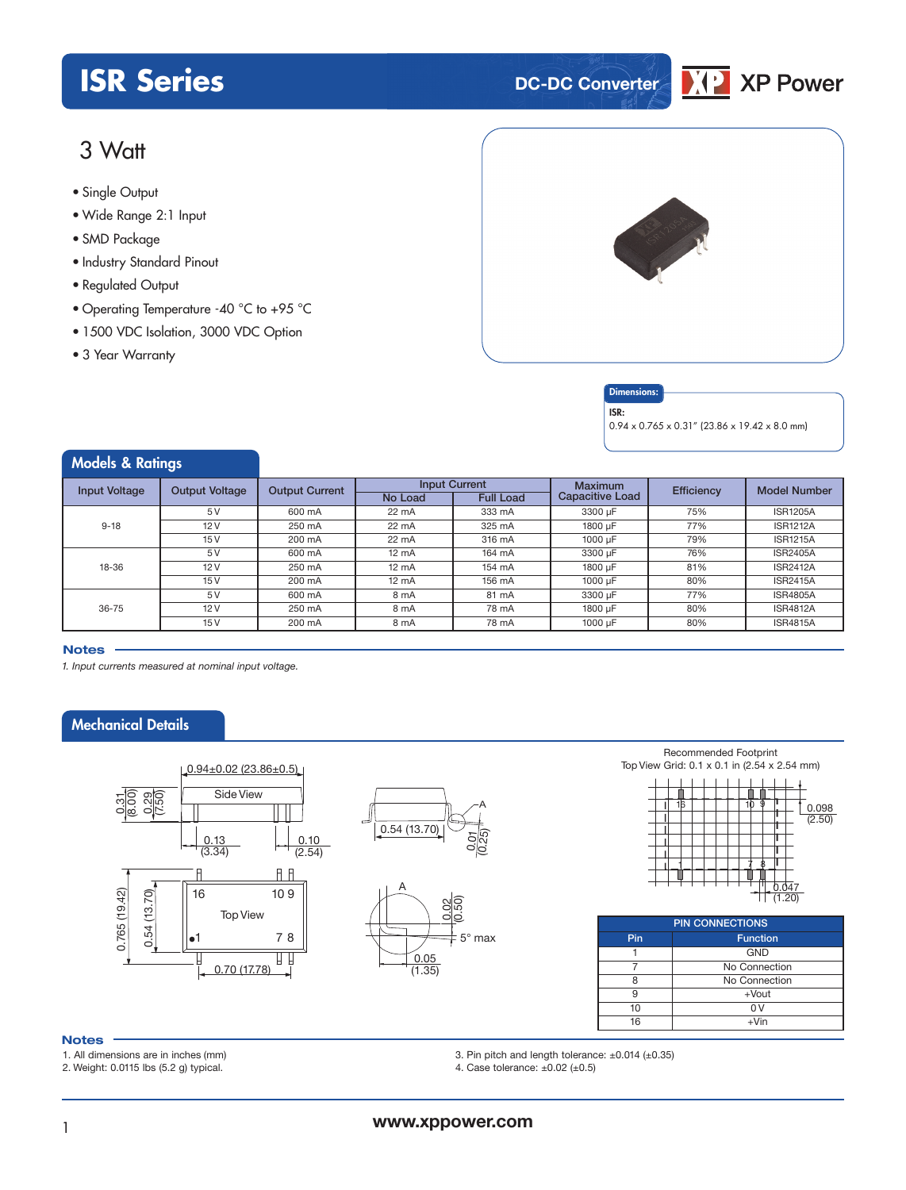# ISR Series

DC-DC Converter

XP Power

## 3 Watt

- Single Output
- Wide Range 2:1 Input
- SMD Package
- Industry Standard Pinout
- Regulated Output
- Operating Temperature -40 °C to +95 °C
- 1500 VDC Isolation, 3000 VDC Option
- 3 Year Warranty

**Dimensions:**

**ISR:**
0.94 x 0.765 x 0.31" (23.86 x 19.42 x 8.0 mm)

## Models & Ratings

| Input Voltage | Output Voltage | Output Current | Input Current No Load | Input Current Full Load | Maximum Capacitive Load | Efficiency | Model Number |
|---|---|---|---|---|---|---|---|
| 9-18 | 5 V | 600 mA | 22 mA | 333 mA | 3300 µF | 75% | ISR1205A |
| | 12 V | 250 mA | 22 mA | 325 mA | 1800 µF | 77% | ISR1212A |
| | 15 V | 200 mA | 22 mA | 316 mA | 1000 µF | 79% | ISR1215A |
| 18-36 | 5 V | 600 mA | 12 mA | 164 mA | 3300 µF | 76% | ISR2405A |
| | 12 V | 250 mA | 12 mA | 154 mA | 1800 µF | 81% | ISR2412A |
| | 15 V | 200 mA | 12 mA | 156 mA | 1000 µF | 80% | ISR2415A |
| 36-75 | 5 V | 600 mA | 8 mA | 81 mA | 3300 µF | 77% | ISR4805A |
| | 12 V | 250 mA | 8 mA | 78 mA | 1800 µF | 80% | ISR4812A |
| | 15 V | 200 mA | 8 mA | 78 mA | 1000 µF | 80% | ISR4815A |

**Notes**

*1. Input currents measured at nominal input voltage.*

## Mechanical Details

Side View: 0.94±0.02 (23.86±0.5); 0.31 (8.00); 0.29 (7.50); 0.13 (3.34); 0.10 (2.54)

Top View: 0.765 (19.42); 0.54 (13.70); 0.70 (17.78); pins 16, 10, 9, 1, 7, 8

0.54 (13.70); 0.01 (0.25); A; 0.02 (0.50); 5° max; 0.05 (1.35)

Recommended Footprint
Top View Grid: 0.1 x 0.1 in (2.54 x 2.54 mm)
0.098 (2.50); 0.047 (1.20)

| PIN CONNECTIONS | |
|---|---|
| **Pin** | **Function** |
| 1 | GND |
| 7 | No Connection |
| 8 | No Connection |
| 9 | +Vout |
| 10 | 0 V |
| 16 | +Vin |

**Notes**

1. All dimensions are in inches (mm)
2. Weight: 0.0115 lbs (5.2 g) typical.
3. Pin pitch and length tolerance: ±0.014 (±0.35)
4. Case tolerance: ±0.02 (±0.5)

www.xppower.com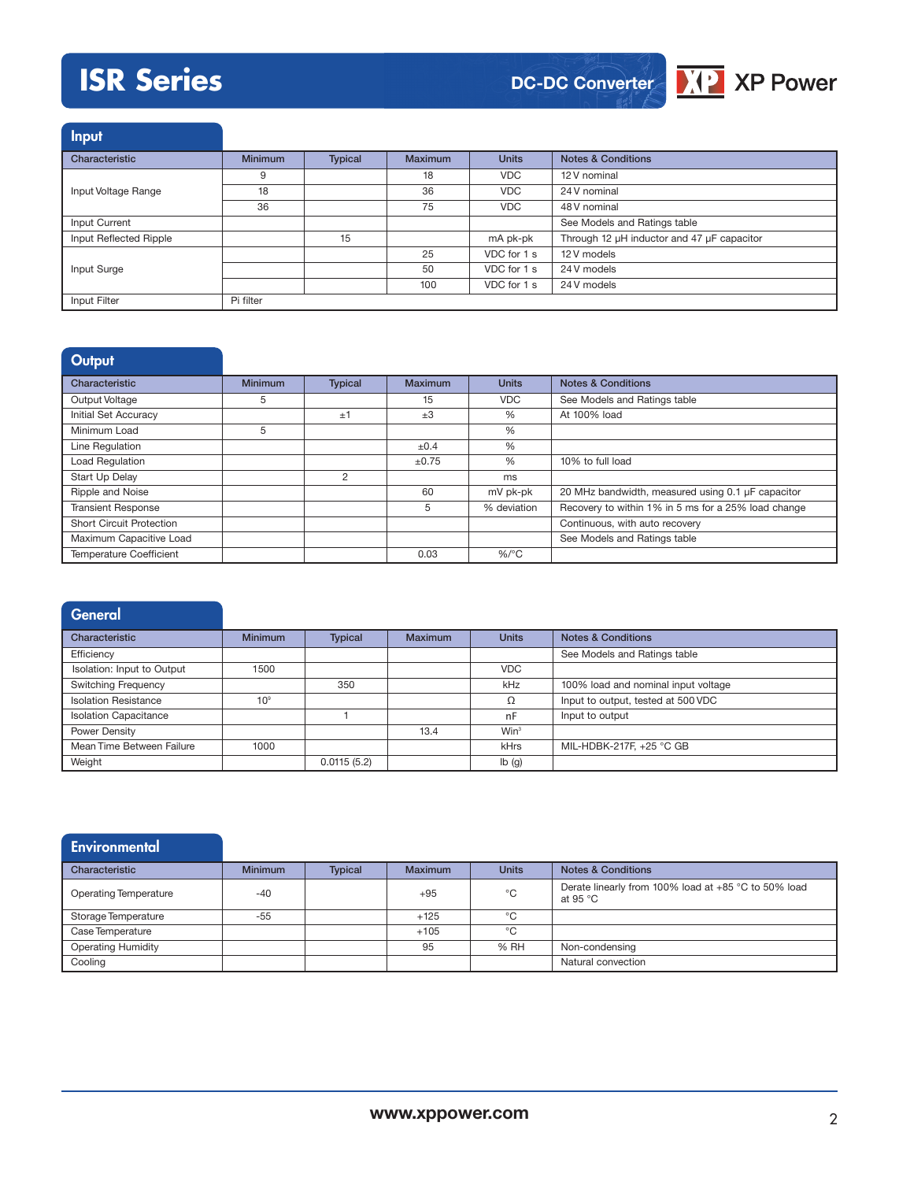## Input

| Characteristic | Minimum | Typical | Maximum | Units | Notes & Conditions |
|---|---|---|---|---|---|
| Input Voltage Range | 9 | | 18 | VDC | 12 V nominal |
| | 18 | | 36 | VDC | 24 V nominal |
| | 36 | | 75 | VDC | 48 V nominal |
| Input Current | | | | | See Models and Ratings table |
| Input Reflected Ripple | | 15 | | mA pk-pk | Through 12 µH inductor and 47 µF capacitor |
| Input Surge | | | 25 | VDC for 1 s | 12 V models |
| | | | 50 | VDC for 1 s | 24 V models |
| | | | 100 | VDC for 1 s | 24 V models |
| Input Filter | Pi filter | | | | |

## Output

| Characteristic | Minimum | Typical | Maximum | Units | Notes & Conditions |
|---|---|---|---|---|---|
| Output Voltage | 5 | | 15 | VDC | See Models and Ratings table |
| Initial Set Accuracy | | ±1 | ±3 | % | At 100% load |
| Minimum Load | 5 | | | % | |
| Line Regulation | | | ±0.4 | % | |
| Load Regulation | | | ±0.75 | % | 10% to full load |
| Start Up Delay | | 2 | | ms | |
| Ripple and Noise | | | 60 | mV pk-pk | 20 MHz bandwidth, measured using 0.1 µF capacitor |
| Transient Response | | | 5 | % deviation | Recovery to within 1% in 5 ms for a 25% load change |
| Short Circuit Protection | | | | | Continuous, with auto recovery |
| Maximum Capacitive Load | | | | | See Models and Ratings table |
| Temperature Coefficient | | | 0.03 | %/°C | |

## General

| Characteristic | Minimum | Typical | Maximum | Units | Notes & Conditions |
|---|---|---|---|---|---|
| Efficiency | | | | | See Models and Ratings table |
| Isolation: Input to Output | 1500 | | | VDC | |
| Switching Frequency | | 350 | | kHz | 100% load and nominal input voltage |
| Isolation Resistance | $10^9$ | | | Ω | Input to output, tested at 500 VDC |
| Isolation Capacitance | | 1 | | nF | Input to output |
| Power Density | | | 13.4 | $Win^3$ | |
| Mean Time Between Failure | 1000 | | | kHrs | MIL-HDBK-217F, +25 °C GB |
| Weight | | 0.0115 (5.2) | | lb (g) | |

## Environmental

| Characteristic | Minimum | Typical | Maximum | Units | Notes & Conditions |
|---|---|---|---|---|---|
| Operating Temperature | -40 | | +95 | °C | Derate linearly from 100% load at +85 °C to 50% load at 95 °C |
| Storage Temperature | -55 | | +125 | °C | |
| Case Temperature | | | +105 | °C | |
| Operating Humidity | | | 95 | % RH | Non-condensing |
| Cooling | | | | | Natural convection |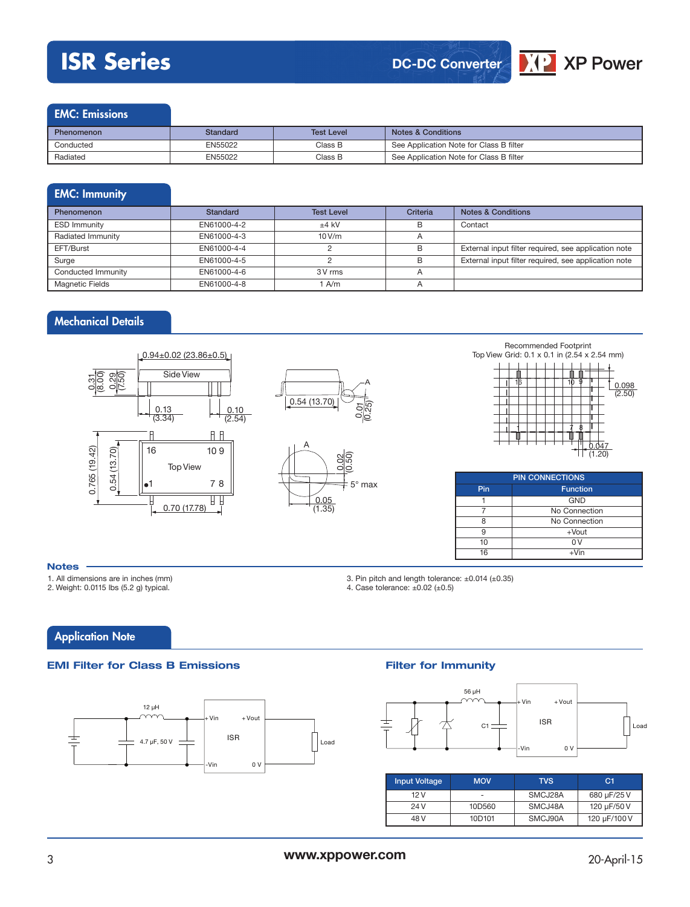# ISR Series

DC-DC Converter

## EMC: Emissions

| Phenomenon | Standard | Test Level | Notes & Conditions |
|---|---|---|---|
| Conducted | EN55022 | Class B | See Application Note for Class B filter |
| Radiated | EN55022 | Class B | See Application Note for Class B filter |

## EMC: Immunity

| Phenomenon | Standard | Test Level | Criteria | Notes & Conditions |
|---|---|---|---|---|
| ESD Immunity | EN61000-4-2 | ±4 kV | B | Contact |
| Radiated Immunity | EN61000-4-3 | 10 V/m | A | |
| EFT/Burst | EN61000-4-4 | 2 | B | External input filter required, see application note |
| Surge | EN61000-4-5 | 2 | B | External input filter required, see application note |
| Conducted Immunity | EN61000-4-6 | 3 V rms | A | |
| Magnetic Fields | EN61000-4-8 | 1 A/m | A | |

## Mechanical Details

Side View
0.94±0.02 (23.86±0.5)
0.31 (8.00)
0.29 (7.50)
0.13 (3.34)
0.10 (2.54)
0.54 (13.70)
A
0.01 (0.25)

Top View
16
10 9
1
7 8
0.765 (19.42)
0.54 (13.70)
0.70 (17.78)

A
0.02 (0.50)
5° max
0.05 (1.35)

Recommended Footprint
Top View Grid: 0.1 x 0.1 in (2.54 x 2.54 mm)
16
10 9
1
7 8
0.098 (2.50)
0.047 (1.20)

| PIN CONNECTIONS | |
|---|---|
| Pin | Function |
| 1 | GND |
| 7 | No Connection |
| 8 | No Connection |
| 9 | +Vout |
| 10 | 0 V |
| 16 | +Vin |

### Notes

1. All dimensions are in inches (mm)
2. Weight: 0.0115 lbs (5.2 g) typical.
3. Pin pitch and length tolerance: ±0.014 (±0.35)
4. Case tolerance: ±0.02 (±0.5)

## Application Note

### EMI Filter for Class B Emissions

12 µH
4.7 µF, 50 V
+Vin
+Vout
ISR
-Vin
0 V
Load

### Filter for Immunity

56 µH
C1
+Vin
+Vout
ISR
-Vin
0 V
Load

| Input Voltage | MOV | TVS | C1 |
|---|---|---|---|
| 12 V | - | SMCJ28A | 680 µF/25 V |
| 24 V | 10D560 | SMCJ48A | 120 µF/50 V |
| 48 V | 10D101 | SMCJ90A | 120 µF/100 V |

www.xppower.com

20-April-15